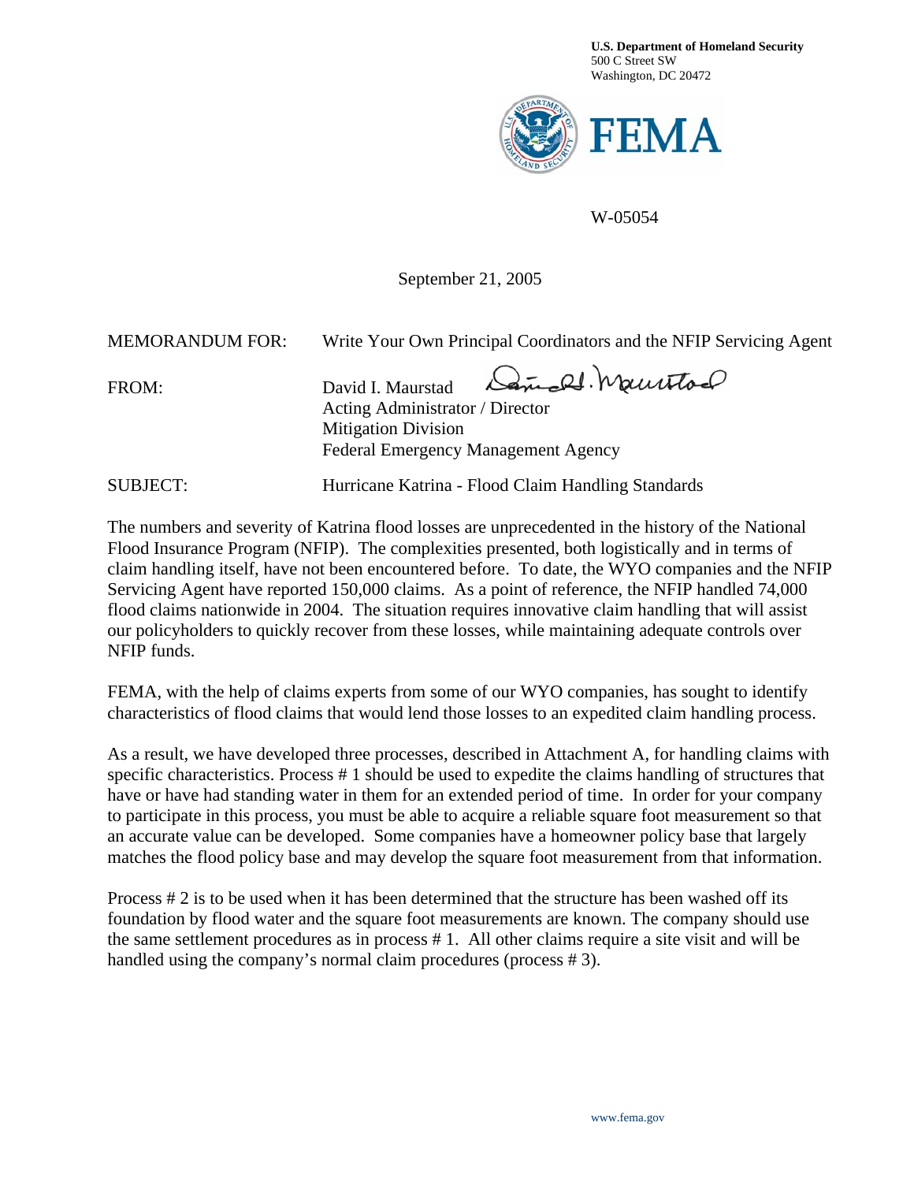**U.S. Department of Homeland Security**
500 C Street SW
Washington, DC 20472

FEMA

W-05054

September 21, 2005

MEMORANDUM FOR: Write Your Own Principal Coordinators and the NFIP Servicing Agent

FROM: David I. Maurstad
Acting Administrator / Director
Mitigation Division
Federal Emergency Management Agency

SUBJECT: Hurricane Katrina - Flood Claim Handling Standards

The numbers and severity of Katrina flood losses are unprecedented in the history of the National Flood Insurance Program (NFIP). The complexities presented, both logistically and in terms of claim handling itself, have not been encountered before. To date, the WYO companies and the NFIP Servicing Agent have reported 150,000 claims. As a point of reference, the NFIP handled 74,000 flood claims nationwide in 2004. The situation requires innovative claim handling that will assist our policyholders to quickly recover from these losses, while maintaining adequate controls over NFIP funds.

FEMA, with the help of claims experts from some of our WYO companies, has sought to identify characteristics of flood claims that would lend those losses to an expedited claim handling process.

As a result, we have developed three processes, described in Attachment A, for handling claims with specific characteristics. Process # 1 should be used to expedite the claims handling of structures that have or have had standing water in them for an extended period of time. In order for your company to participate in this process, you must be able to acquire a reliable square foot measurement so that an accurate value can be developed. Some companies have a homeowner policy base that largely matches the flood policy base and may develop the square foot measurement from that information.

Process # 2 is to be used when it has been determined that the structure has been washed off its foundation by flood water and the square foot measurements are known. The company should use the same settlement procedures as in process # 1. All other claims require a site visit and will be handled using the company's normal claim procedures (process # 3).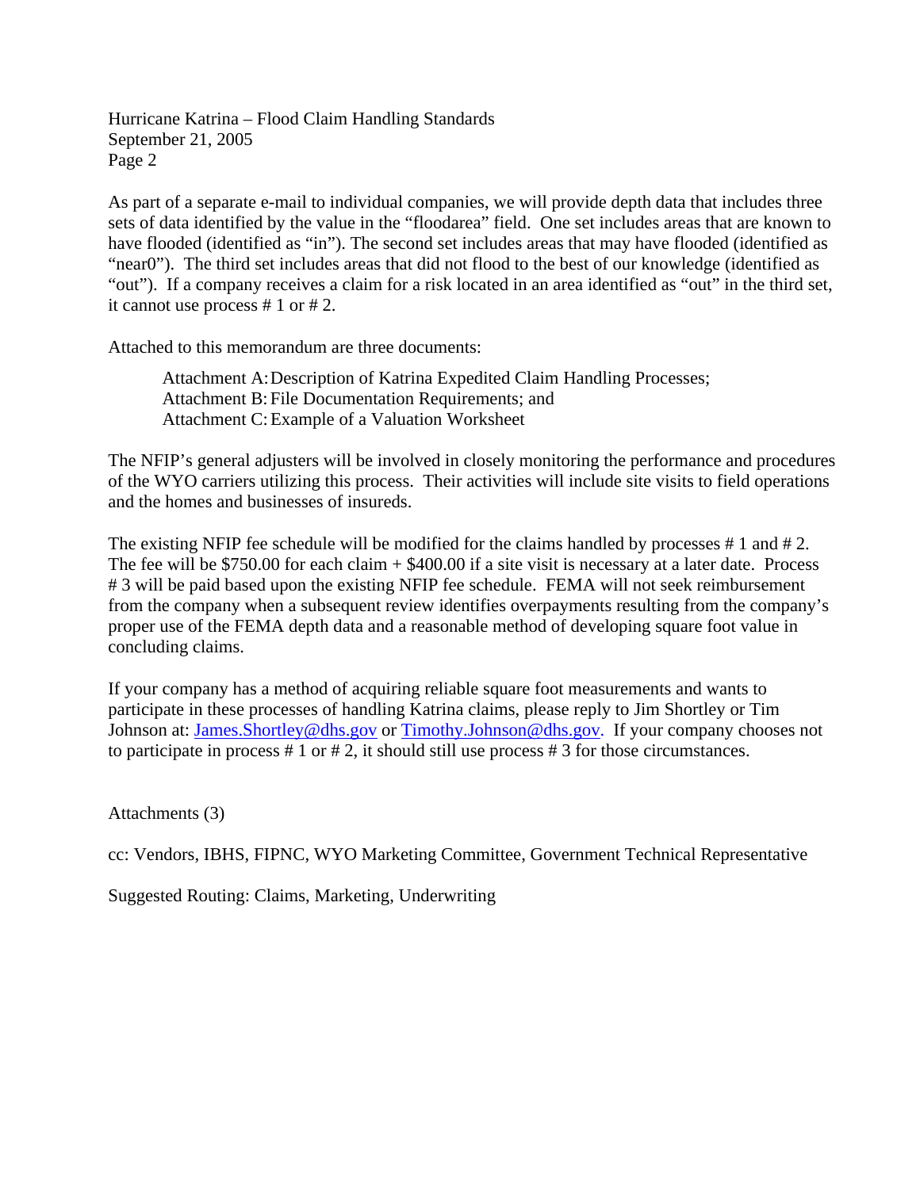As part of a separate e-mail to individual companies, we will provide depth data that includes three sets of data identified by the value in the "floodarea" field. One set includes areas that are known to have flooded (identified as "in"). The second set includes areas that may have flooded (identified as "near0"). The third set includes areas that did not flood to the best of our knowledge (identified as "out"). If a company receives a claim for a risk located in an area identified as "out" in the third set, it cannot use process # 1 or # 2.

Attached to this memorandum are three documents:

> Attachment A: Description of Katrina Expedited Claim Handling Processes;
> Attachment B: File Documentation Requirements; and
> Attachment C: Example of a Valuation Worksheet

The NFIP's general adjusters will be involved in closely monitoring the performance and procedures of the WYO carriers utilizing this process. Their activities will include site visits to field operations and the homes and businesses of insureds.

The existing NFIP fee schedule will be modified for the claims handled by processes # 1 and # 2. The fee will be $750.00 for each claim + $400.00 if a site visit is necessary at a later date. Process # 3 will be paid based upon the existing NFIP fee schedule. FEMA will not seek reimbursement from the company when a subsequent review identifies overpayments resulting from the company's proper use of the FEMA depth data and a reasonable method of developing square foot value in concluding claims.

If your company has a method of acquiring reliable square foot measurements and wants to participate in these processes of handling Katrina claims, please reply to Jim Shortley or Tim Johnson at: James.Shortley@dhs.gov or Timothy.Johnson@dhs.gov. If your company chooses not to participate in process # 1 or # 2, it should still use process # 3 for those circumstances.

Attachments (3)

cc: Vendors, IBHS, FIPNC, WYO Marketing Committee, Government Technical Representative

Suggested Routing: Claims, Marketing, Underwriting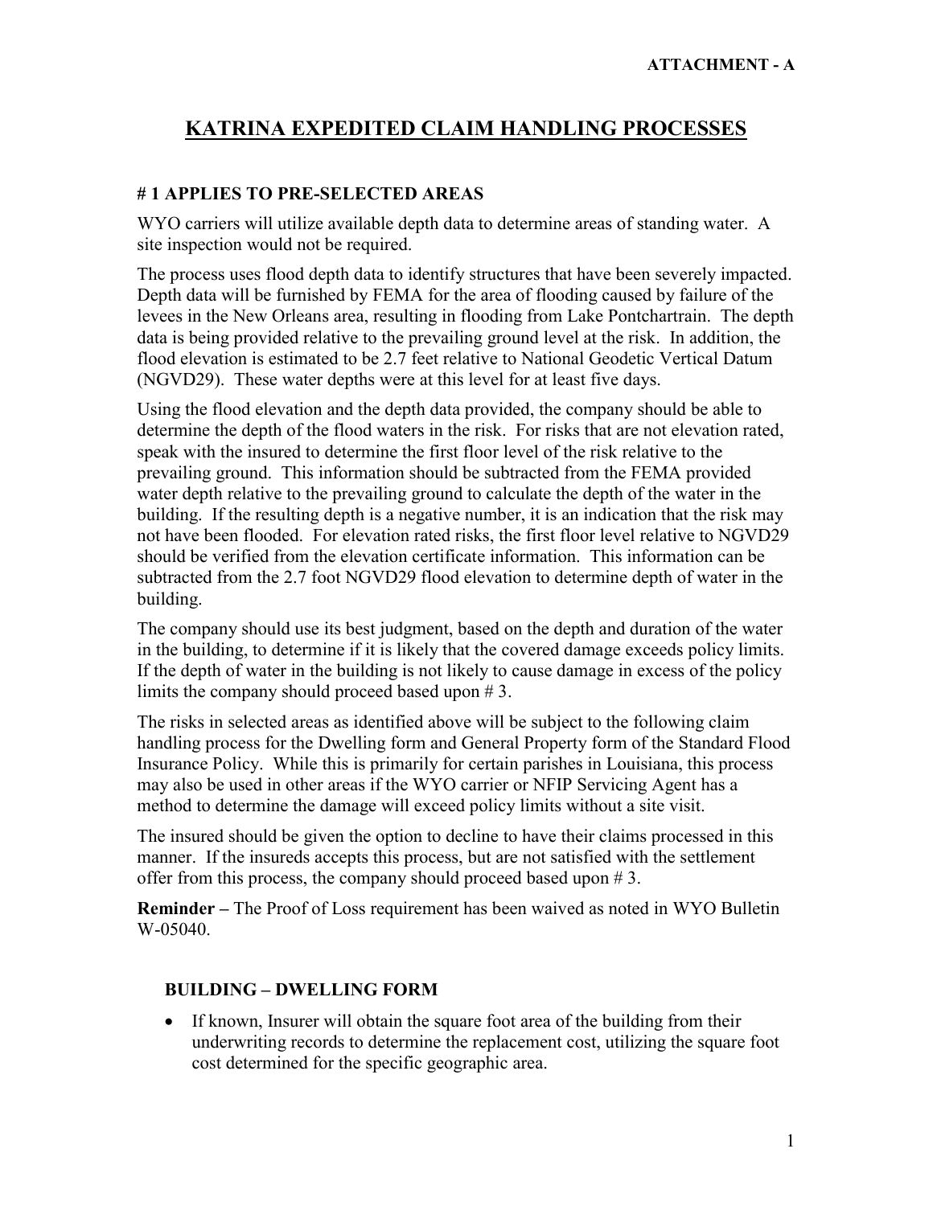ATTACHMENT - A

# KATRINA EXPEDITED CLAIM HANDLING PROCESSES

### # 1 APPLIES TO PRE-SELECTED AREAS

WYO carriers will utilize available depth data to determine areas of standing water. A site inspection would not be required.

The process uses flood depth data to identify structures that have been severely impacted. Depth data will be furnished by FEMA for the area of flooding caused by failure of the levees in the New Orleans area, resulting in flooding from Lake Pontchartrain. The depth data is being provided relative to the prevailing ground level at the risk. In addition, the flood elevation is estimated to be 2.7 feet relative to National Geodetic Vertical Datum (NGVD29). These water depths were at this level for at least five days.

Using the flood elevation and the depth data provided, the company should be able to determine the depth of the flood waters in the risk. For risks that are not elevation rated, speak with the insured to determine the first floor level of the risk relative to the prevailing ground. This information should be subtracted from the FEMA provided water depth relative to the prevailing ground to calculate the depth of the water in the building. If the resulting depth is a negative number, it is an indication that the risk may not have been flooded. For elevation rated risks, the first floor level relative to NGVD29 should be verified from the elevation certificate information. This information can be subtracted from the 2.7 foot NGVD29 flood elevation to determine depth of water in the building.

The company should use its best judgment, based on the depth and duration of the water in the building, to determine if it is likely that the covered damage exceeds policy limits. If the depth of water in the building is not likely to cause damage in excess of the policy limits the company should proceed based upon # 3.

The risks in selected areas as identified above will be subject to the following claim handling process for the Dwelling form and General Property form of the Standard Flood Insurance Policy. While this is primarily for certain parishes in Louisiana, this process may also be used in other areas if the WYO carrier or NFIP Servicing Agent has a method to determine the damage will exceed policy limits without a site visit.

The insured should be given the option to decline to have their claims processed in this manner. If the insureds accepts this process, but are not satisfied with the settlement offer from this process, the company should proceed based upon # 3.

**Reminder –** The Proof of Loss requirement has been waived as noted in WYO Bulletin W-05040.

### BUILDING – DWELLING FORM

- If known, Insurer will obtain the square foot area of the building from their underwriting records to determine the replacement cost, utilizing the square foot cost determined for the specific geographic area.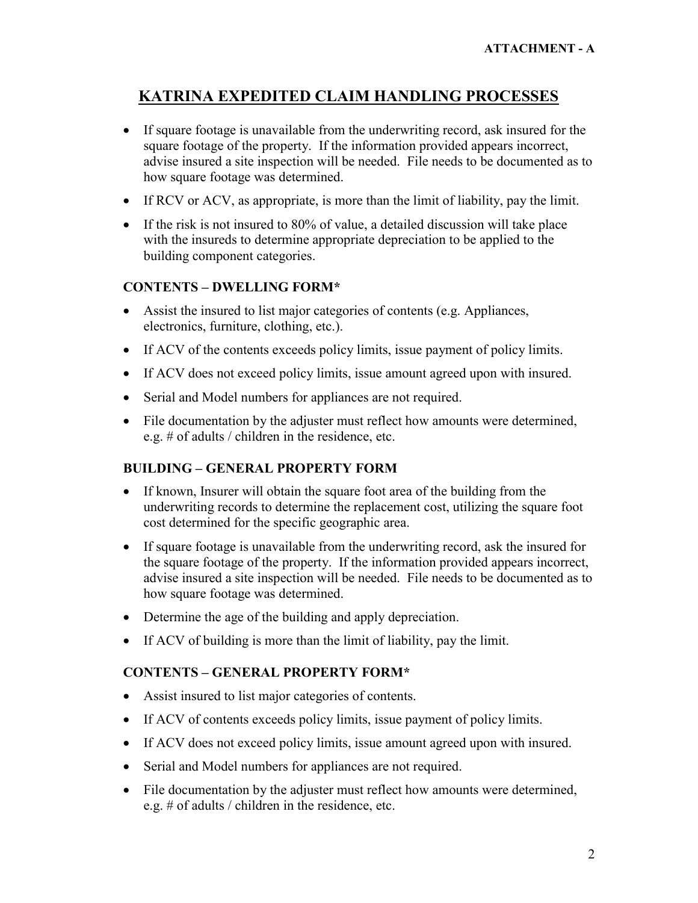**ATTACHMENT - A**

# KATRINA EXPEDITED CLAIM HANDLING PROCESSES

- If square footage is unavailable from the underwriting record, ask insured for the square footage of the property. If the information provided appears incorrect, advise insured a site inspection will be needed. File needs to be documented as to how square footage was determined.
- If RCV or ACV, as appropriate, is more than the limit of liability, pay the limit.
- If the risk is not insured to 80% of value, a detailed discussion will take place with the insureds to determine appropriate depreciation to be applied to the building component categories.

### CONTENTS – DWELLING FORM*

- Assist the insured to list major categories of contents (e.g. Appliances, electronics, furniture, clothing, etc.).
- If ACV of the contents exceeds policy limits, issue payment of policy limits.
- If ACV does not exceed policy limits, issue amount agreed upon with insured.
- Serial and Model numbers for appliances are not required.
- File documentation by the adjuster must reflect how amounts were determined, e.g. # of adults / children in the residence, etc.

### BUILDING – GENERAL PROPERTY FORM

- If known, Insurer will obtain the square foot area of the building from the underwriting records to determine the replacement cost, utilizing the square foot cost determined for the specific geographic area.
- If square footage is unavailable from the underwriting record, ask the insured for the square footage of the property. If the information provided appears incorrect, advise insured a site inspection will be needed. File needs to be documented as to how square footage was determined.
- Determine the age of the building and apply depreciation.
- If ACV of building is more than the limit of liability, pay the limit.

### CONTENTS – GENERAL PROPERTY FORM*

- Assist insured to list major categories of contents.
- If ACV of contents exceeds policy limits, issue payment of policy limits.
- If ACV does not exceed policy limits, issue amount agreed upon with insured.
- Serial and Model numbers for appliances are not required.
- File documentation by the adjuster must reflect how amounts were determined, e.g. # of adults / children in the residence, etc.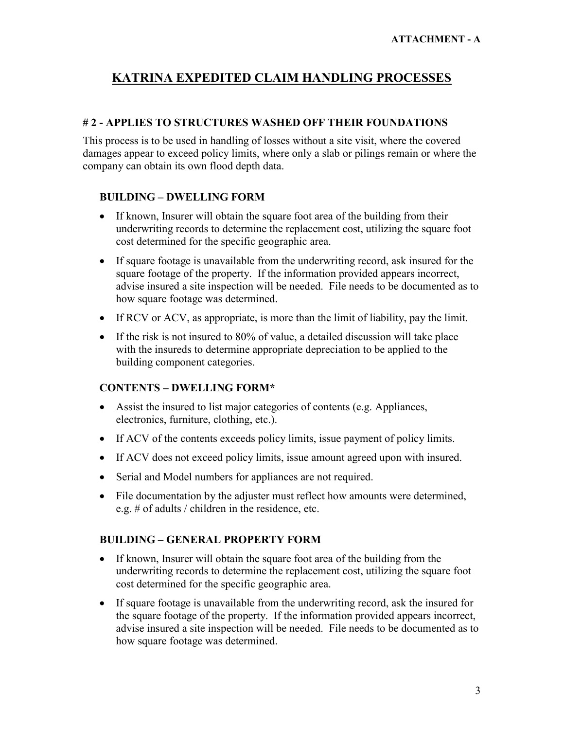**ATTACHMENT - A**

# KATRINA EXPEDITED CLAIM HANDLING PROCESSES

## # 2 - APPLIES TO STRUCTURES WASHED OFF THEIR FOUNDATIONS

This process is to be used in handling of losses without a site visit, where the covered damages appear to exceed policy limits, where only a slab or pilings remain or where the company can obtain its own flood depth data.

### BUILDING – DWELLING FORM

- If known, Insurer will obtain the square foot area of the building from their underwriting records to determine the replacement cost, utilizing the square foot cost determined for the specific geographic area.
- If square footage is unavailable from the underwriting record, ask insured for the square footage of the property. If the information provided appears incorrect, advise insured a site inspection will be needed. File needs to be documented as to how square footage was determined.
- If RCV or ACV, as appropriate, is more than the limit of liability, pay the limit.
- If the risk is not insured to 80% of value, a detailed discussion will take place with the insureds to determine appropriate depreciation to be applied to the building component categories.

### CONTENTS – DWELLING FORM*

- Assist the insured to list major categories of contents (e.g. Appliances, electronics, furniture, clothing, etc.).
- If ACV of the contents exceeds policy limits, issue payment of policy limits.
- If ACV does not exceed policy limits, issue amount agreed upon with insured.
- Serial and Model numbers for appliances are not required.
- File documentation by the adjuster must reflect how amounts were determined, e.g. # of adults / children in the residence, etc.

### BUILDING – GENERAL PROPERTY FORM

- If known, Insurer will obtain the square foot area of the building from the underwriting records to determine the replacement cost, utilizing the square foot cost determined for the specific geographic area.
- If square footage is unavailable from the underwriting record, ask the insured for the square footage of the property. If the information provided appears incorrect, advise insured a site inspection will be needed. File needs to be documented as to how square footage was determined.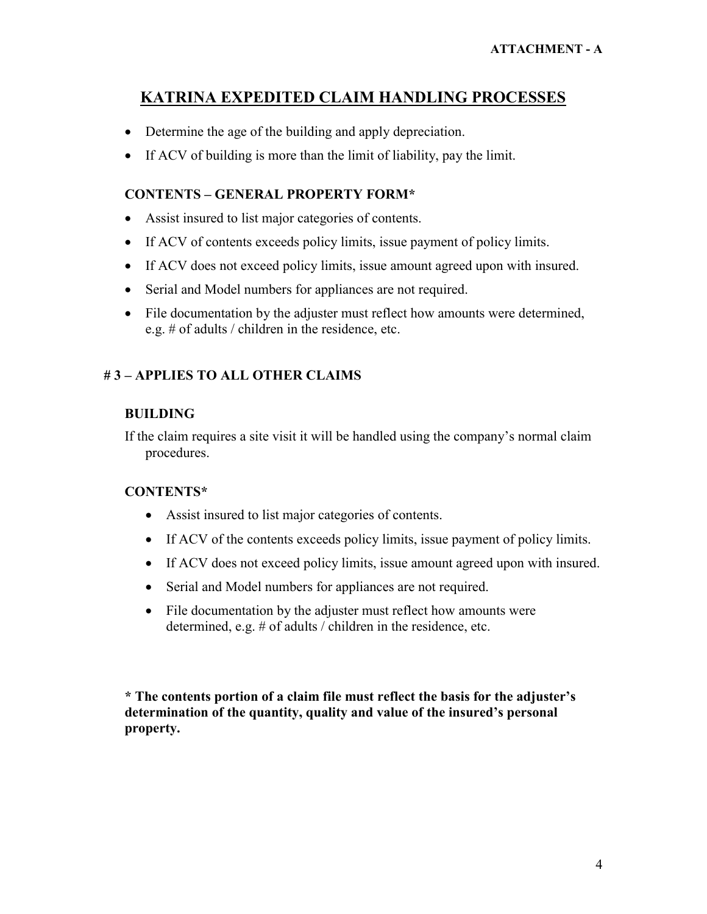**ATTACHMENT - A**

# KATRINA EXPEDITED CLAIM HANDLING PROCESSES

- Determine the age of the building and apply depreciation.
- If ACV of building is more than the limit of liability, pay the limit.

### CONTENTS – GENERAL PROPERTY FORM*

- Assist insured to list major categories of contents.
- If ACV of contents exceeds policy limits, issue payment of policy limits.
- If ACV does not exceed policy limits, issue amount agreed upon with insured.
- Serial and Model numbers for appliances are not required.
- File documentation by the adjuster must reflect how amounts were determined, e.g. # of adults / children in the residence, etc.

## # 3 – APPLIES TO ALL OTHER CLAIMS

### BUILDING

If the claim requires a site visit it will be handled using the company's normal claim procedures.

### CONTENTS*

- Assist insured to list major categories of contents.
- If ACV of the contents exceeds policy limits, issue payment of policy limits.
- If ACV does not exceed policy limits, issue amount agreed upon with insured.
- Serial and Model numbers for appliances are not required.
- File documentation by the adjuster must reflect how amounts were determined, e.g. # of adults / children in the residence, etc.

**\* The contents portion of a claim file must reflect the basis for the adjuster's determination of the quantity, quality and value of the insured's personal property.**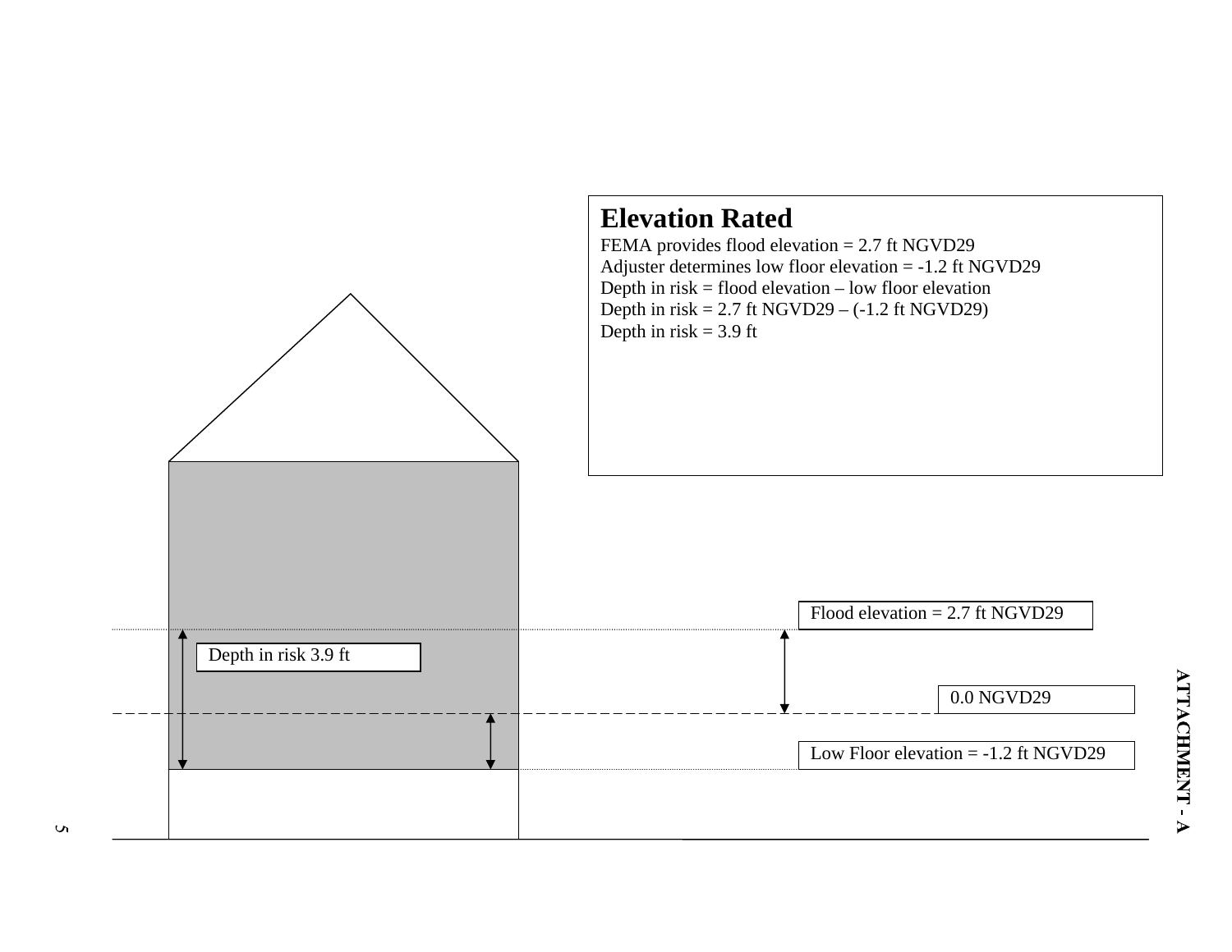## Elevation Rated

FEMA provides flood elevation = 2.7 ft NGVD29
Adjuster determines low floor elevation = -1.2 ft NGVD29
Depth in risk = flood elevation – low floor elevation
Depth in risk = 2.7 ft NGVD29 – (-1.2 ft NGVD29)
Depth in risk = 3.9 ft

Flood elevation = 2.7 ft NGVD29

Depth in risk 3.9 ft

0.0 NGVD29

Low Floor elevation = -1.2 ft NGVD29

ATTACHMENT - A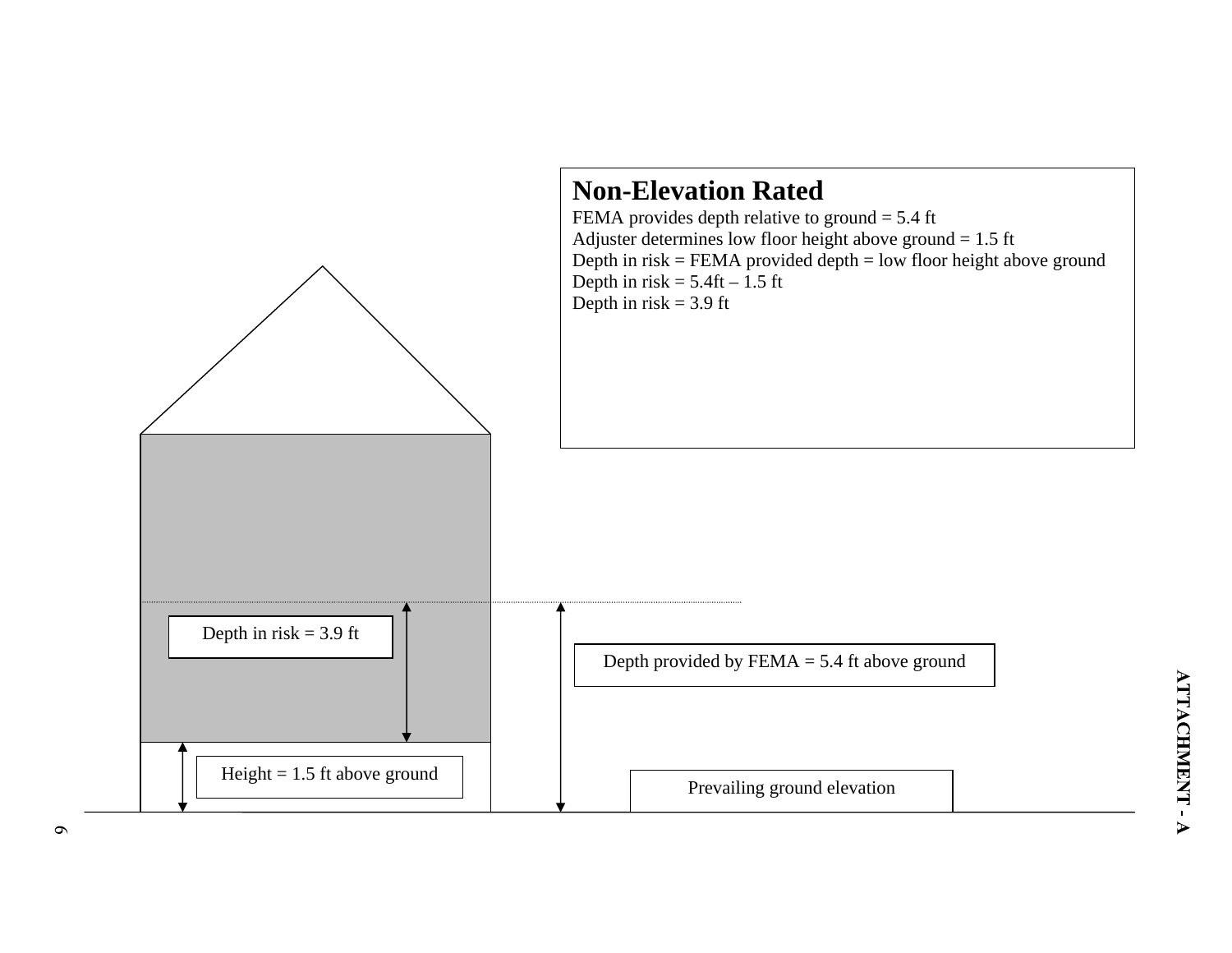## Non-Elevation Rated

FEMA provides depth relative to ground = 5.4 ft
Adjuster determines low floor height above ground = 1.5 ft
Depth in risk = FEMA provided depth = low floor height above ground
Depth in risk = 5.4ft – 1.5 ft
Depth in risk = 3.9 ft

Depth in risk = 3.9 ft

Depth provided by FEMA = 5.4 ft above ground

Height = 1.5 ft above ground

Prevailing ground elevation

**ATTACHMENT - A**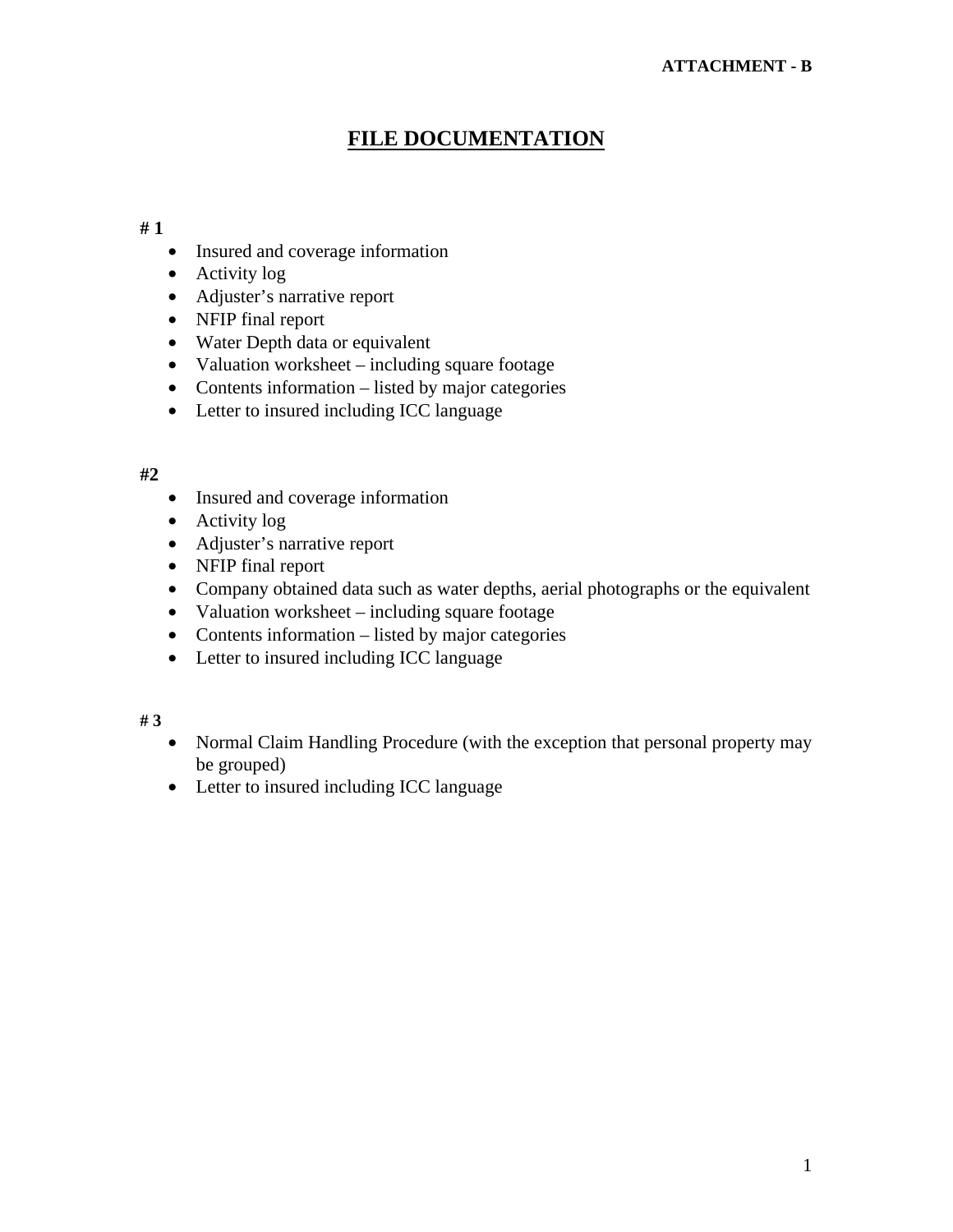**ATTACHMENT - B**

# FILE DOCUMENTATION

**# 1**

- Insured and coverage information
- Activity log
- Adjuster's narrative report
- NFIP final report
- Water Depth data or equivalent
- Valuation worksheet – including square footage
- Contents information – listed by major categories
- Letter to insured including ICC language

**#2**

- Insured and coverage information
- Activity log
- Adjuster's narrative report
- NFIP final report
- Company obtained data such as water depths, aerial photographs or the equivalent
- Valuation worksheet – including square footage
- Contents information – listed by major categories
- Letter to insured including ICC language

**# 3**

- Normal Claim Handling Procedure (with the exception that personal property may be grouped)
- Letter to insured including ICC language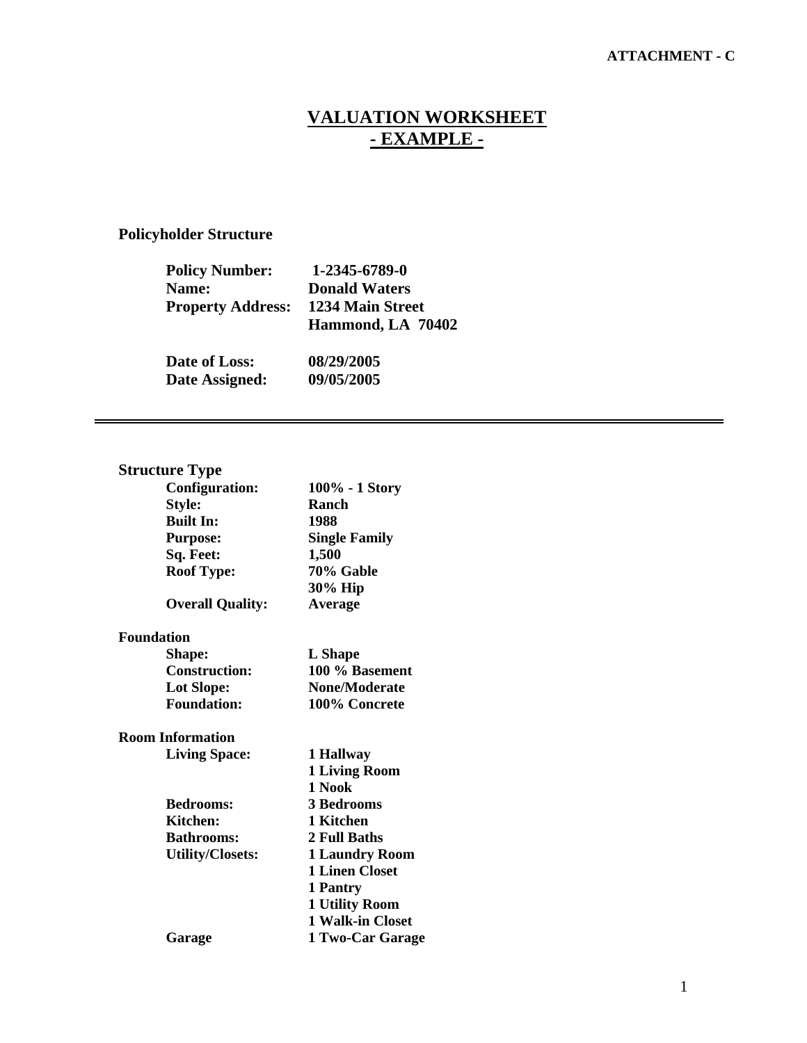ATTACHMENT - C

# VALUATION WORKSHEET
## - EXAMPLE -

**Policyholder Structure**

| | |
|---|---|
| **Policy Number:** | **1-2345-6789-0** |
| **Name:** | **Donald Waters** |
| **Property Address:** | **1234 Main Street** |
| | **Hammond, LA 70402** |
| **Date of Loss:** | **08/29/2005** |
| **Date Assigned:** | **09/05/2005** |

---

**Structure Type**

| | |
|---|---|
| **Configuration:** | **100% - 1 Story** |
| **Style:** | **Ranch** |
| **Built In:** | **1988** |
| **Purpose:** | **Single Family** |
| **Sq. Feet:** | **1,500** |
| **Roof Type:** | **70% Gable** |
| | **30% Hip** |
| **Overall Quality:** | **Average** |

**Foundation**

| | |
|---|---|
| **Shape:** | **L Shape** |
| **Construction:** | **100 % Basement** |
| **Lot Slope:** | **None/Moderate** |
| **Foundation:** | **100% Concrete** |

**Room Information**

| | |
|---|---|
| **Living Space:** | **1 Hallway** |
| | **1 Living Room** |
| | **1 Nook** |
| **Bedrooms:** | **3 Bedrooms** |
| **Kitchen:** | **1 Kitchen** |
| **Bathrooms:** | **2 Full Baths** |
| **Utility/Closets:** | **1 Laundry Room** |
| | **1 Linen Closet** |
| | **1 Pantry** |
| | **1 Utility Room** |
| | **1 Walk-in Closet** |
| **Garage** | **1 Two-Car Garage** |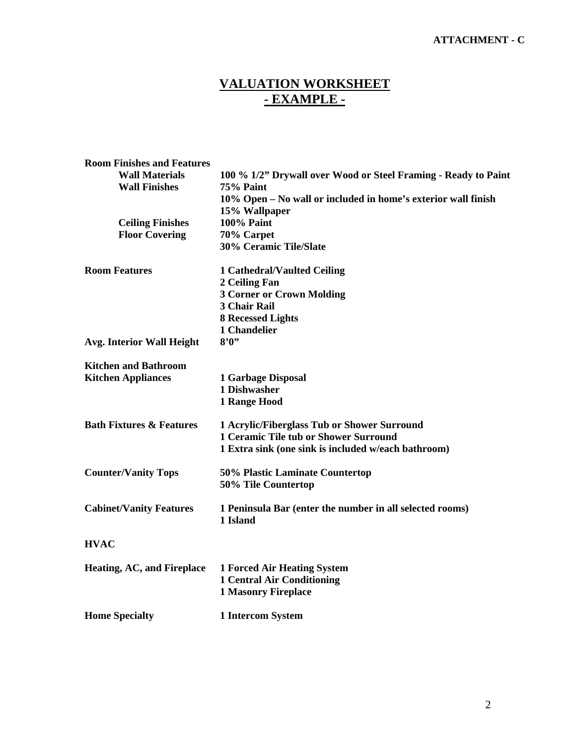**ATTACHMENT - C**

# VALUATION WORKSHEET
## - EXAMPLE -

| | |
|---|---|
| **Room Finishes and Features** | |
| **Wall Materials** | **100 % 1/2" Drywall over Wood or Steel Framing - Ready to Paint** |
| **Wall Finishes** | **75% Paint** |
| | **10% Open – No wall or included in home's exterior wall finish** |
| | **15% Wallpaper** |
| **Ceiling Finishes** | **100% Paint** |
| **Floor Covering** | **70% Carpet** |
| | **30% Ceramic Tile/Slate** |
| **Room Features** | **1 Cathedral/Vaulted Ceiling** |
| | **2 Ceiling Fan** |
| | **3 Corner or Crown Molding** |
| | **3 Chair Rail** |
| | **8 Recessed Lights** |
| | **1 Chandelier** |
| **Avg. Interior Wall Height** | **8'0"** |
| **Kitchen and Bathroom** | |
| **Kitchen Appliances** | **1 Garbage Disposal** |
| | **1 Dishwasher** |
| | **1 Range Hood** |
| **Bath Fixtures & Features** | **1 Acrylic/Fiberglass Tub or Shower Surround** |
| | **1 Ceramic Tile tub or Shower Surround** |
| | **1 Extra sink (one sink is included w/each bathroom)** |
| **Counter/Vanity Tops** | **50% Plastic Laminate Countertop** |
| | **50% Tile Countertop** |
| **Cabinet/Vanity Features** | **1 Peninsula Bar (enter the number in all selected rooms)** |
| | **1 Island** |
| **HVAC** | |
| **Heating, AC, and Fireplace** | **1 Forced Air Heating System** |
| | **1 Central Air Conditioning** |
| | **1 Masonry Fireplace** |
| **Home Specialty** | **1 Intercom System** |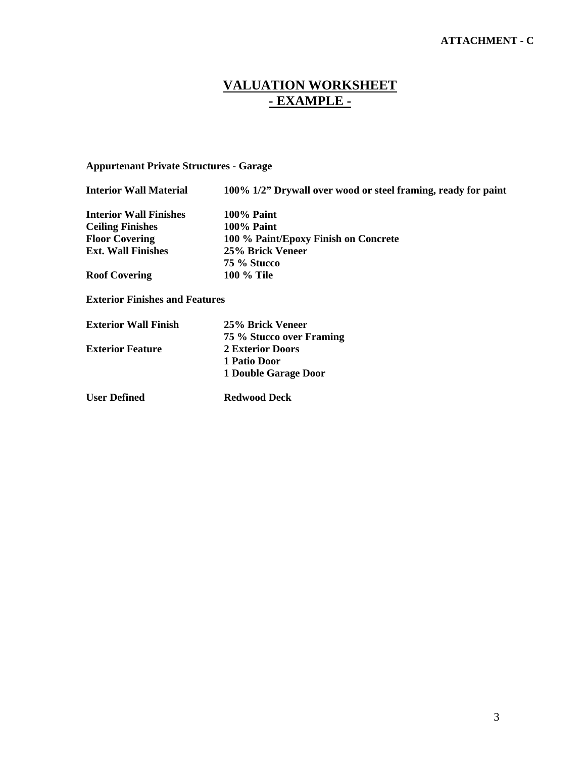**ATTACHMENT - C**

# VALUATION WORKSHEET
## - EXAMPLE -

**Appurtenant Private Structures - Garage**

| | |
|---|---|
| **Interior Wall Material** | **100% 1/2" Drywall over wood or steel framing, ready for paint** |
| **Interior Wall Finishes** | **100% Paint** |
| **Ceiling Finishes** | **100% Paint** |
| **Floor Covering** | **100 % Paint/Epoxy Finish on Concrete** |
| **Ext. Wall Finishes** | **25% Brick Veneer** |
| | **75 % Stucco** |
| **Roof Covering** | **100 % Tile** |

**Exterior Finishes and Features**

| | |
|---|---|
| **Exterior Wall Finish** | **25% Brick Veneer** |
| | **75 % Stucco over Framing** |
| **Exterior Feature** | **2 Exterior Doors** |
| | **1 Patio Door** |
| | **1 Double Garage Door** |
| **User Defined** | **Redwood Deck** |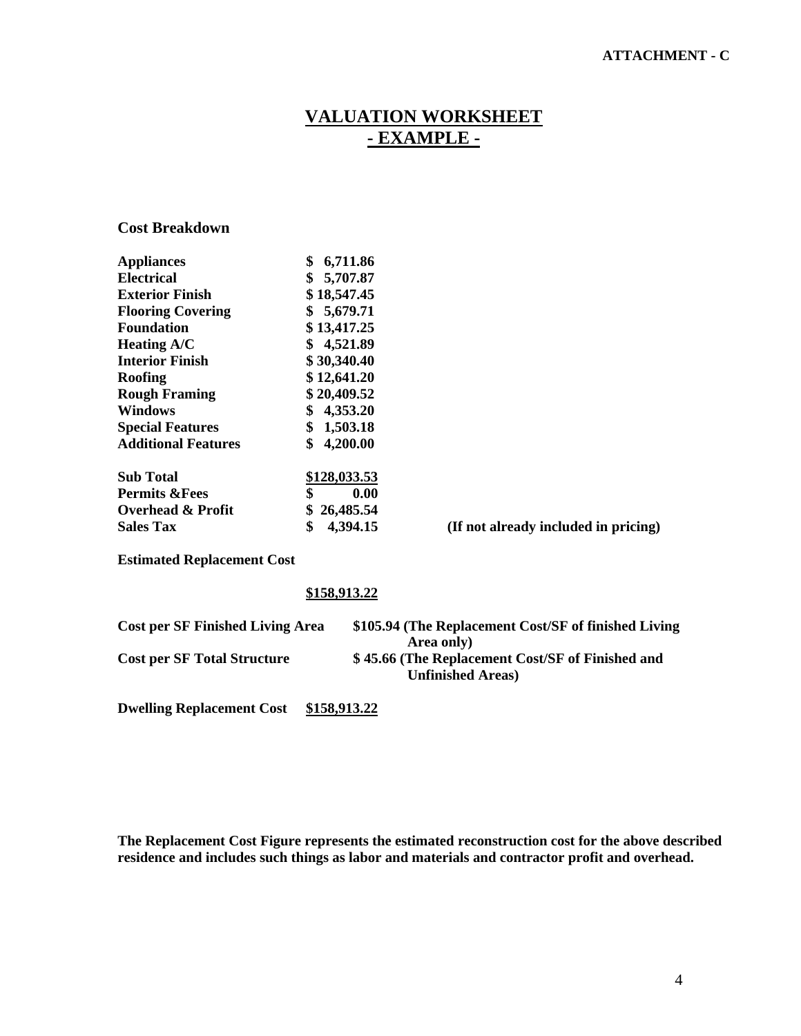**ATTACHMENT - C**

# VALUATION WORKSHEET
## - EXAMPLE -

### Cost Breakdown

| | | |
|---|---|---|
| **Appliances** | **$ 6,711.86** | |
| **Electrical** | **$ 5,707.87** | |
| **Exterior Finish** | **$ 18,547.45** | |
| **Flooring Covering** | **$ 5,679.71** | |
| **Foundation** | **$ 13,417.25** | |
| **Heating A/C** | **$ 4,521.89** | |
| **Interior Finish** | **$ 30,340.40** | |
| **Roofing** | **$ 12,641.20** | |
| **Rough Framing** | **$ 20,409.52** | |
| **Windows** | **$ 4,353.20** | |
| **Special Features** | **$ 1,503.18** | |
| **Additional Features** | **$ 4,200.00** | |
| **Sub Total** | **$128,033.53** | |
| **Permits &Fees** | **$ 0.00** | |
| **Overhead & Profit** | **$ 26,485.54** | |
| **Sales Tax** | **$ 4,394.15** | **(If not already included in pricing)** |

**Estimated Replacement Cost**

**$158,913.22**

**Cost per SF Finished Living Area** **$105.94 (The Replacement Cost/SF of finished Living Area only)**

**Cost per SF Total Structure** **$ 45.66 (The Replacement Cost/SF of Finished and Unfinished Areas)**

**Dwelling Replacement Cost** **$158,913.22**

**The Replacement Cost Figure represents the estimated reconstruction cost for the above described residence and includes such things as labor and materials and contractor profit and overhead.**